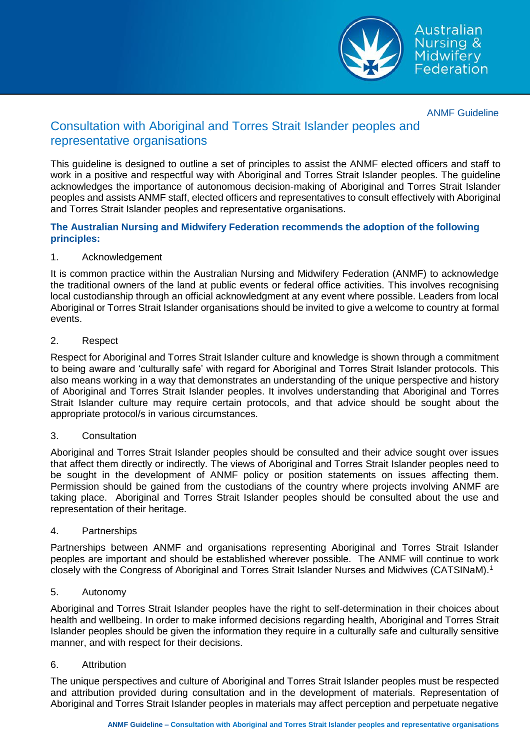ANMF Guideline

# Consultation with Aboriginal and Torres Strait Islander peoples and representative organisations

This guideline is designed to outline a set of principles to assist the ANMF elected officers and staff to work in a positive and respectful way with Aboriginal and Torres Strait Islander peoples. The guideline acknowledges the importance of autonomous decision-making of Aboriginal and Torres Strait Islander peoples and assists ANMF staff, elected officers and representatives to consult effectively with Aboriginal and Torres Strait Islander peoples and representative organisations.

**The Australian Nursing and Midwifery Federation recommends the adoption of the following principles:**

1. Acknowledgement

It is common practice within the Australian Nursing and Midwifery Federation (ANMF) to acknowledge the traditional owners of the land at public events or federal office activities. This involves recognising local custodianship through an official acknowledgment at any event where possible. Leaders from local Aboriginal or Torres Strait Islander organisations should be invited to give a welcome to country at formal events.

2. Respect

Respect for Aboriginal and Torres Strait Islander culture and knowledge is shown through a commitment to being aware and 'culturally safe' with regard for Aboriginal and Torres Strait Islander protocols. This also means working in a way that demonstrates an understanding of the unique perspective and history of Aboriginal and Torres Strait Islander peoples. It involves understanding that Aboriginal and Torres Strait Islander culture may require certain protocols, and that advice should be sought about the appropriate protocol/s in various circumstances.

3. Consultation

Aboriginal and Torres Strait Islander peoples should be consulted and their advice sought over issues that affect them directly or indirectly. The views of Aboriginal and Torres Strait Islander peoples need to be sought in the development of ANMF policy or position statements on issues affecting them. Permission should be gained from the custodians of the country where projects involving ANMF are taking place. Aboriginal and Torres Strait Islander peoples should be consulted about the use and representation of their heritage.

4. Partnerships

Partnerships between ANMF and organisations representing Aboriginal and Torres Strait Islander peoples are important and should be established wherever possible. The ANMF will continue to work closely with the Congress of Aboriginal and Torres Strait Islander Nurses and Midwives (CATSINaM).[1]

5. Autonomy

Aboriginal and Torres Strait Islander peoples have the right to self-determination in their choices about health and wellbeing. In order to make informed decisions regarding health, Aboriginal and Torres Strait Islander peoples should be given the information they require in a culturally safe and culturally sensitive manner, and with respect for their decisions.

6. Attribution

The unique perspectives and culture of Aboriginal and Torres Strait Islander peoples must be respected and attribution provided during consultation and in the development of materials. Representation of Aboriginal and Torres Strait Islander peoples in materials may affect perception and perpetuate negative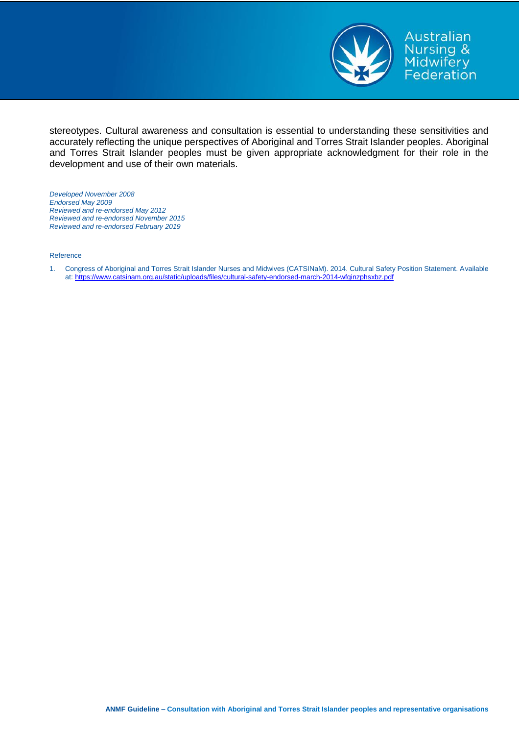stereotypes. Cultural awareness and consultation is essential to understanding these sensitivities and accurately reflecting the unique perspectives of Aboriginal and Torres Strait Islander peoples. Aboriginal and Torres Strait Islander peoples must be given appropriate acknowledgment for their role in the development and use of their own materials.

*Developed November 2008*
*Endorsed May 2009*
*Reviewed and re-endorsed May 2012*
*Reviewed and re-endorsed November 2015*
*Reviewed and re-endorsed February 2019*

Reference

1. Congress of Aboriginal and Torres Strait Islander Nurses and Midwives (CATSINaM). 2014. Cultural Safety Position Statement. Available at: https://www.catsinam.org.au/static/uploads/files/cultural-safety-endorsed-march-2014-wfginzphsxbz.pdf